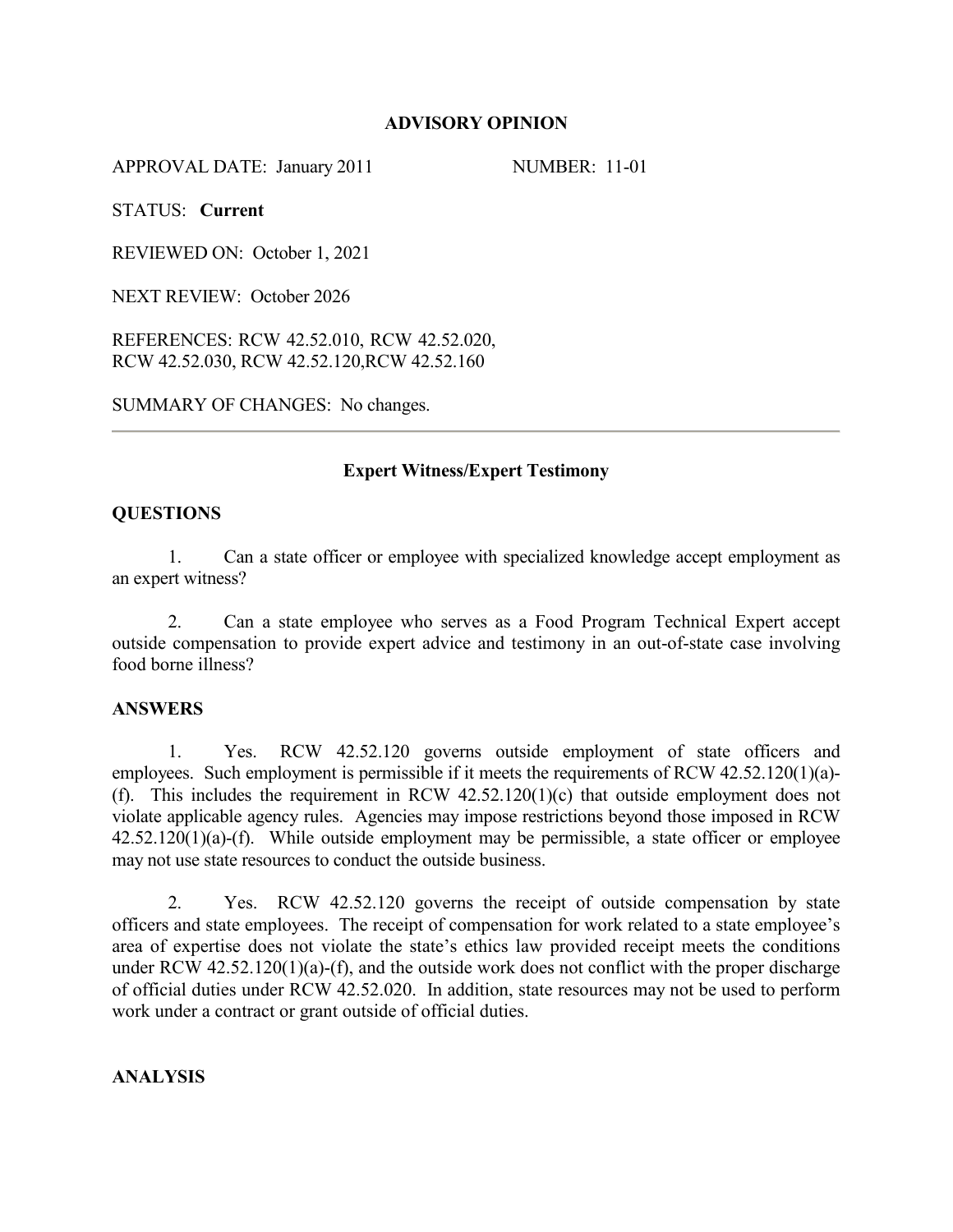# ADVISORY OPINION

APPROVAL DATE: January 2011 NUMBER: 11-01

STATUS: **Current**

REVIEWED ON: October 1, 2021

NEXT REVIEW: October 2026

REFERENCES: RCW 42.52.010, RCW 42.52.020, RCW 42.52.030, RCW 42.52.120,RCW 42.52.160

SUMMARY OF CHANGES: No changes.

---

## Expert Witness/Expert Testimony

## QUESTIONS

1. Can a state officer or employee with specialized knowledge accept employment as an expert witness?

2. Can a state employee who serves as a Food Program Technical Expert accept outside compensation to provide expert advice and testimony in an out-of-state case involving food borne illness?

## ANSWERS

1. Yes. RCW 42.52.120 governs outside employment of state officers and employees. Such employment is permissible if it meets the requirements of RCW 42.52.120(1)(a)-(f). This includes the requirement in RCW 42.52.120(1)(c) that outside employment does not violate applicable agency rules. Agencies may impose restrictions beyond those imposed in RCW 42.52.120(1)(a)-(f). While outside employment may be permissible, a state officer or employee may not use state resources to conduct the outside business.

2. Yes. RCW 42.52.120 governs the receipt of outside compensation by state officers and state employees. The receipt of compensation for work related to a state employee's area of expertise does not violate the state's ethics law provided receipt meets the conditions under RCW 42.52.120(1)(a)-(f), and the outside work does not conflict with the proper discharge of official duties under RCW 42.52.020. In addition, state resources may not be used to perform work under a contract or grant outside of official duties.

## ANALYSIS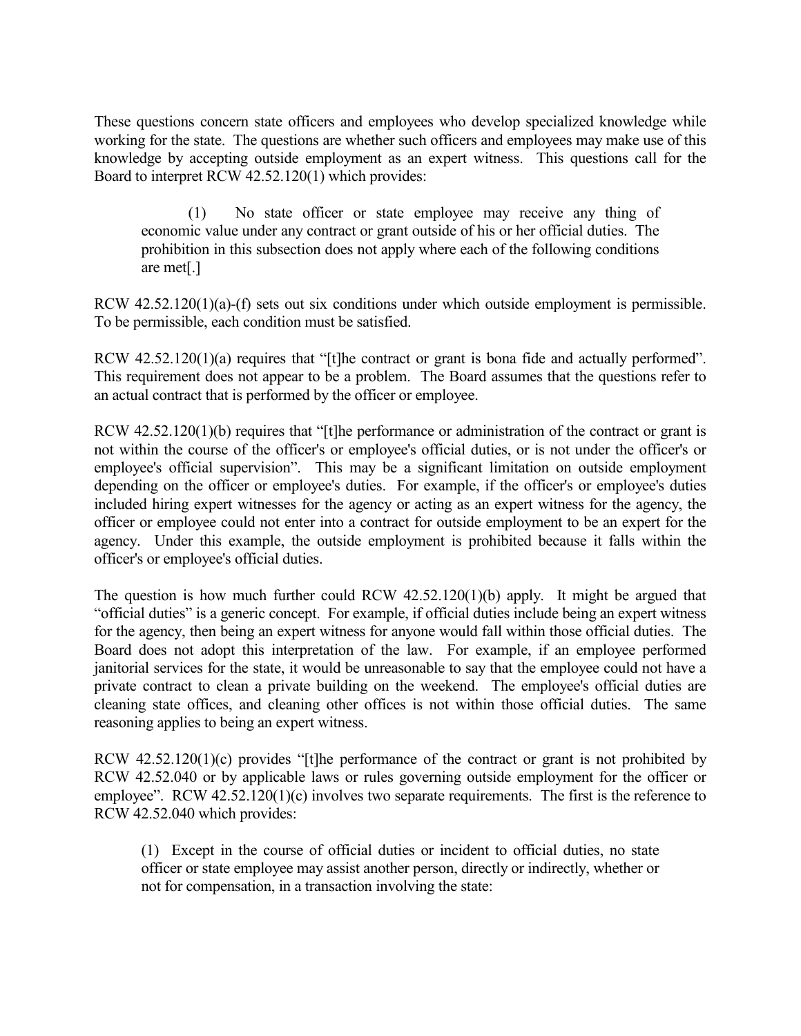These questions concern state officers and employees who develop specialized knowledge while working for the state. The questions are whether such officers and employees may make use of this knowledge by accepting outside employment as an expert witness. This questions call for the Board to interpret RCW 42.52.120(1) which provides:

> (1) No state officer or state employee may receive any thing of economic value under any contract or grant outside of his or her official duties. The prohibition in this subsection does not apply where each of the following conditions are met[.]

RCW 42.52.120(1)(a)-(f) sets out six conditions under which outside employment is permissible. To be permissible, each condition must be satisfied.

RCW 42.52.120(1)(a) requires that "[t]he contract or grant is bona fide and actually performed". This requirement does not appear to be a problem. The Board assumes that the questions refer to an actual contract that is performed by the officer or employee.

RCW 42.52.120(1)(b) requires that "[t]he performance or administration of the contract or grant is not within the course of the officer's or employee's official duties, or is not under the officer's or employee's official supervision". This may be a significant limitation on outside employment depending on the officer or employee's duties. For example, if the officer's or employee's duties included hiring expert witnesses for the agency or acting as an expert witness for the agency, the officer or employee could not enter into a contract for outside employment to be an expert for the agency. Under this example, the outside employment is prohibited because it falls within the officer's or employee's official duties.

The question is how much further could RCW 42.52.120(1)(b) apply. It might be argued that "official duties" is a generic concept. For example, if official duties include being an expert witness for the agency, then being an expert witness for anyone would fall within those official duties. The Board does not adopt this interpretation of the law. For example, if an employee performed janitorial services for the state, it would be unreasonable to say that the employee could not have a private contract to clean a private building on the weekend. The employee's official duties are cleaning state offices, and cleaning other offices is not within those official duties. The same reasoning applies to being an expert witness.

RCW 42.52.120(1)(c) provides "[t]he performance of the contract or grant is not prohibited by RCW 42.52.040 or by applicable laws or rules governing outside employment for the officer or employee". RCW 42.52.120(1)(c) involves two separate requirements. The first is the reference to RCW 42.52.040 which provides:

> (1) Except in the course of official duties or incident to official duties, no state officer or state employee may assist another person, directly or indirectly, whether or not for compensation, in a transaction involving the state: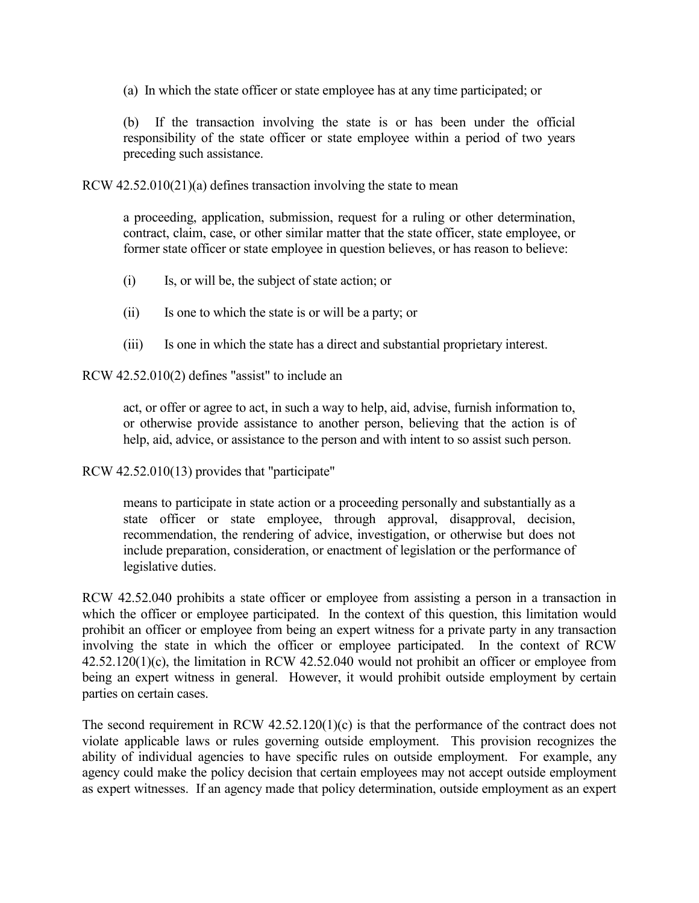> (a) In which the state officer or state employee has at any time participated; or
>
> (b) If the transaction involving the state is or has been under the official responsibility of the state officer or state employee within a period of two years preceding such assistance.

RCW 42.52.010(21)(a) defines transaction involving the state to mean

> a proceeding, application, submission, request for a ruling or other determination, contract, claim, case, or other similar matter that the state officer, state employee, or former state officer or state employee in question believes, or has reason to believe:
>
> (i) Is, or will be, the subject of state action; or
>
> (ii) Is one to which the state is or will be a party; or
>
> (iii) Is one in which the state has a direct and substantial proprietary interest.

RCW 42.52.010(2) defines "assist" to include an

> act, or offer or agree to act, in such a way to help, aid, advise, furnish information to, or otherwise provide assistance to another person, believing that the action is of help, aid, advice, or assistance to the person and with intent to so assist such person.

RCW 42.52.010(13) provides that "participate"

> means to participate in state action or a proceeding personally and substantially as a state officer or state employee, through approval, disapproval, decision, recommendation, the rendering of advice, investigation, or otherwise but does not include preparation, consideration, or enactment of legislation or the performance of legislative duties.

RCW 42.52.040 prohibits a state officer or employee from assisting a person in a transaction in which the officer or employee participated. In the context of this question, this limitation would prohibit an officer or employee from being an expert witness for a private party in any transaction involving the state in which the officer or employee participated. In the context of RCW 42.52.120(1)(c), the limitation in RCW 42.52.040 would not prohibit an officer or employee from being an expert witness in general. However, it would prohibit outside employment by certain parties on certain cases.

The second requirement in RCW 42.52.120(1)(c) is that the performance of the contract does not violate applicable laws or rules governing outside employment. This provision recognizes the ability of individual agencies to have specific rules on outside employment. For example, any agency could make the policy decision that certain employees may not accept outside employment as expert witnesses. If an agency made that policy determination, outside employment as an expert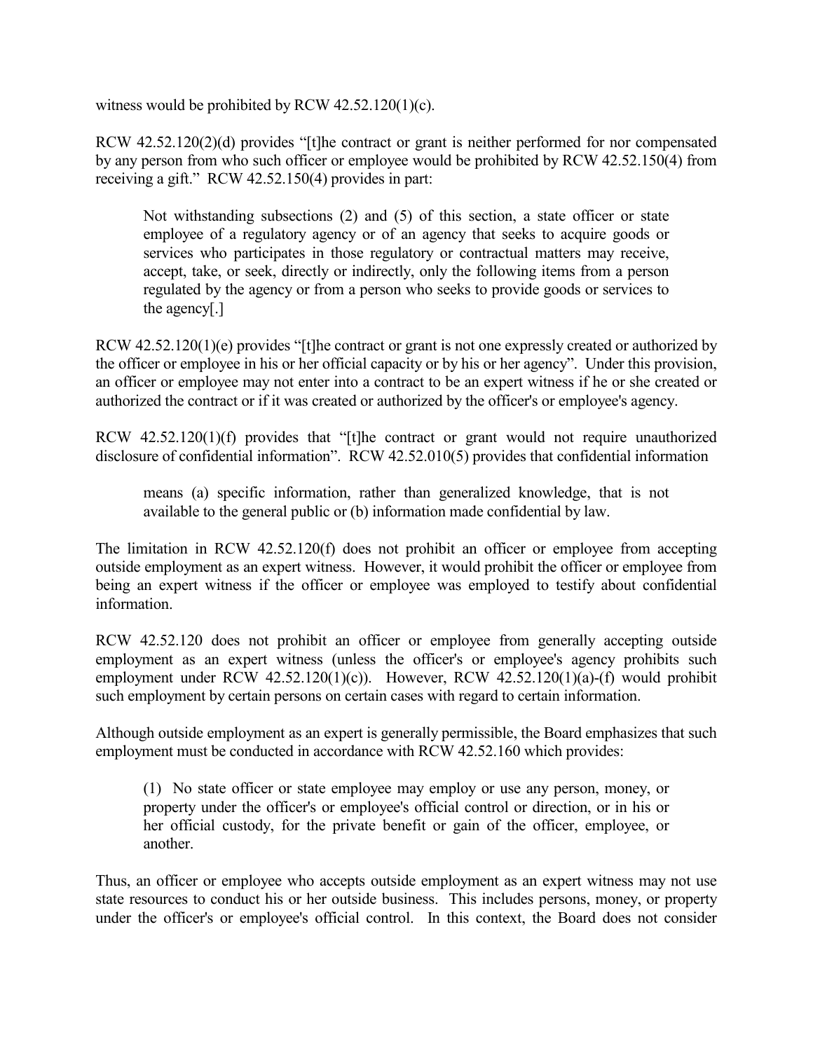witness would be prohibited by RCW 42.52.120(1)(c).

RCW 42.52.120(2)(d) provides "[t]he contract or grant is neither performed for nor compensated by any person from who such officer or employee would be prohibited by RCW 42.52.150(4) from receiving a gift." RCW 42.52.150(4) provides in part:

> Not withstanding subsections (2) and (5) of this section, a state officer or state employee of a regulatory agency or of an agency that seeks to acquire goods or services who participates in those regulatory or contractual matters may receive, accept, take, or seek, directly or indirectly, only the following items from a person regulated by the agency or from a person who seeks to provide goods or services to the agency[.]

RCW 42.52.120(1)(e) provides "[t]he contract or grant is not one expressly created or authorized by the officer or employee in his or her official capacity or by his or her agency". Under this provision, an officer or employee may not enter into a contract to be an expert witness if he or she created or authorized the contract or if it was created or authorized by the officer's or employee's agency.

RCW 42.52.120(1)(f) provides that "[t]he contract or grant would not require unauthorized disclosure of confidential information". RCW 42.52.010(5) provides that confidential information

> means (a) specific information, rather than generalized knowledge, that is not available to the general public or (b) information made confidential by law.

The limitation in RCW 42.52.120(f) does not prohibit an officer or employee from accepting outside employment as an expert witness. However, it would prohibit the officer or employee from being an expert witness if the officer or employee was employed to testify about confidential information.

RCW 42.52.120 does not prohibit an officer or employee from generally accepting outside employment as an expert witness (unless the officer's or employee's agency prohibits such employment under RCW 42.52.120(1)(c)). However, RCW 42.52.120(1)(a)-(f) would prohibit such employment by certain persons on certain cases with regard to certain information.

Although outside employment as an expert is generally permissible, the Board emphasizes that such employment must be conducted in accordance with RCW 42.52.160 which provides:

> (1) No state officer or state employee may employ or use any person, money, or property under the officer's or employee's official control or direction, or in his or her official custody, for the private benefit or gain of the officer, employee, or another.

Thus, an officer or employee who accepts outside employment as an expert witness may not use state resources to conduct his or her outside business. This includes persons, money, or property under the officer's or employee's official control. In this context, the Board does not consider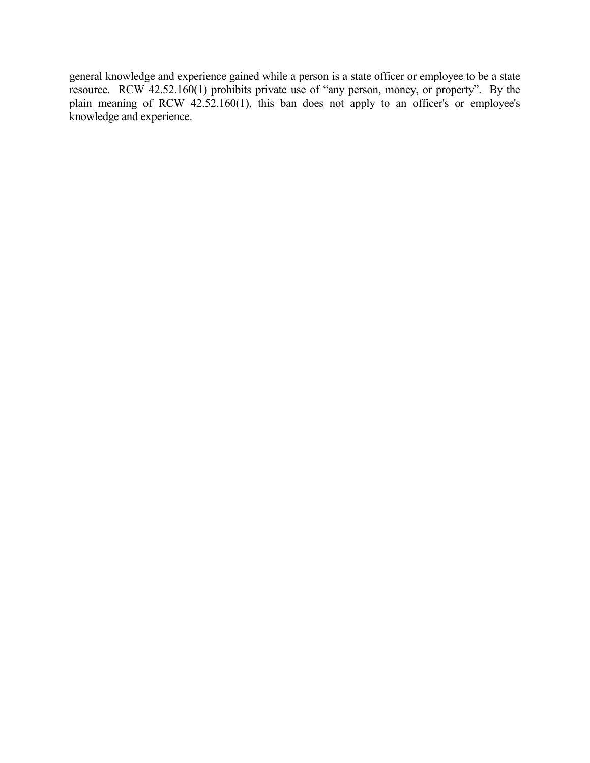general knowledge and experience gained while a person is a state officer or employee to be a state resource. RCW 42.52.160(1) prohibits private use of “any person, money, or property”. By the plain meaning of RCW 42.52.160(1), this ban does not apply to an officer's or employee's knowledge and experience.